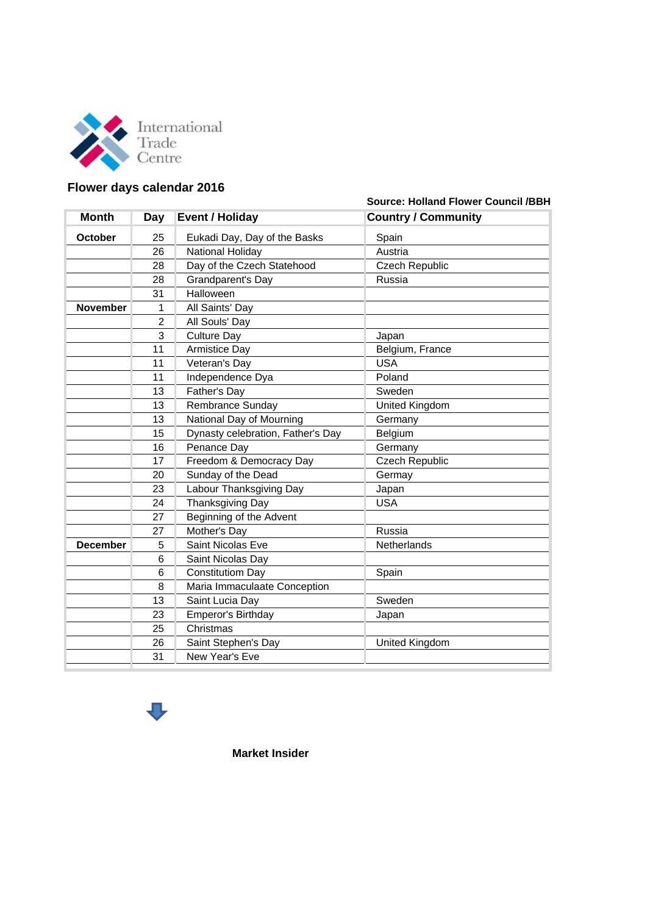International Trade Centre

## Flower days calendar 2016

**Source: Holland Flower Council /BBH**

| Month | Day | Event / Holiday | Country / Community |
|---|---|---|---|
| **October** | 25 | Eukadi Day, Day of the Basks | Spain |
| | 26 | National Holiday | Austria |
| | 28 | Day of the Czech Statehood | Czech Republic |
| | 28 | Grandparent's Day | Russia |
| | 31 | Halloween | |
| **November** | 1 | All Saints' Day | |
| | 2 | All Souls' Day | |
| | 3 | Culture Day | Japan |
| | 11 | Armistice Day | Belgium, France |
| | 11 | Veteran's Day | USA |
| | 11 | Independence Dya | Poland |
| | 13 | Father's Day | Sweden |
| | 13 | Rembrance Sunday | United Kingdom |
| | 13 | National Day of Mourning | Germany |
| | 15 | Dynasty celebration, Father's Day | Belgium |
| | 16 | Penance Day | Germany |
| | 17 | Freedom & Democracy Day | Czech Republic |
| | 20 | Sunday of the Dead | Germay |
| | 23 | Labour Thanksgiving Day | Japan |
| | 24 | Thanksgiving Day | USA |
| | 27 | Beginning of the Advent | |
| | 27 | Mother's Day | Russia |
| **December** | 5 | Saint Nicolas Eve | Netherlands |
| | 6 | Saint Nicolas Day | |
| | 6 | Constitutiom Day | Spain |
| | 8 | Maria Immaculaate Conception | |
| | 13 | Saint Lucia Day | Sweden |
| | 23 | Emperor's Birthday | Japan |
| | 25 | Christmas | |
| | 26 | Saint Stephen's Day | United Kingdom |
| | 31 | New Year's Eve | |

**Market Insider**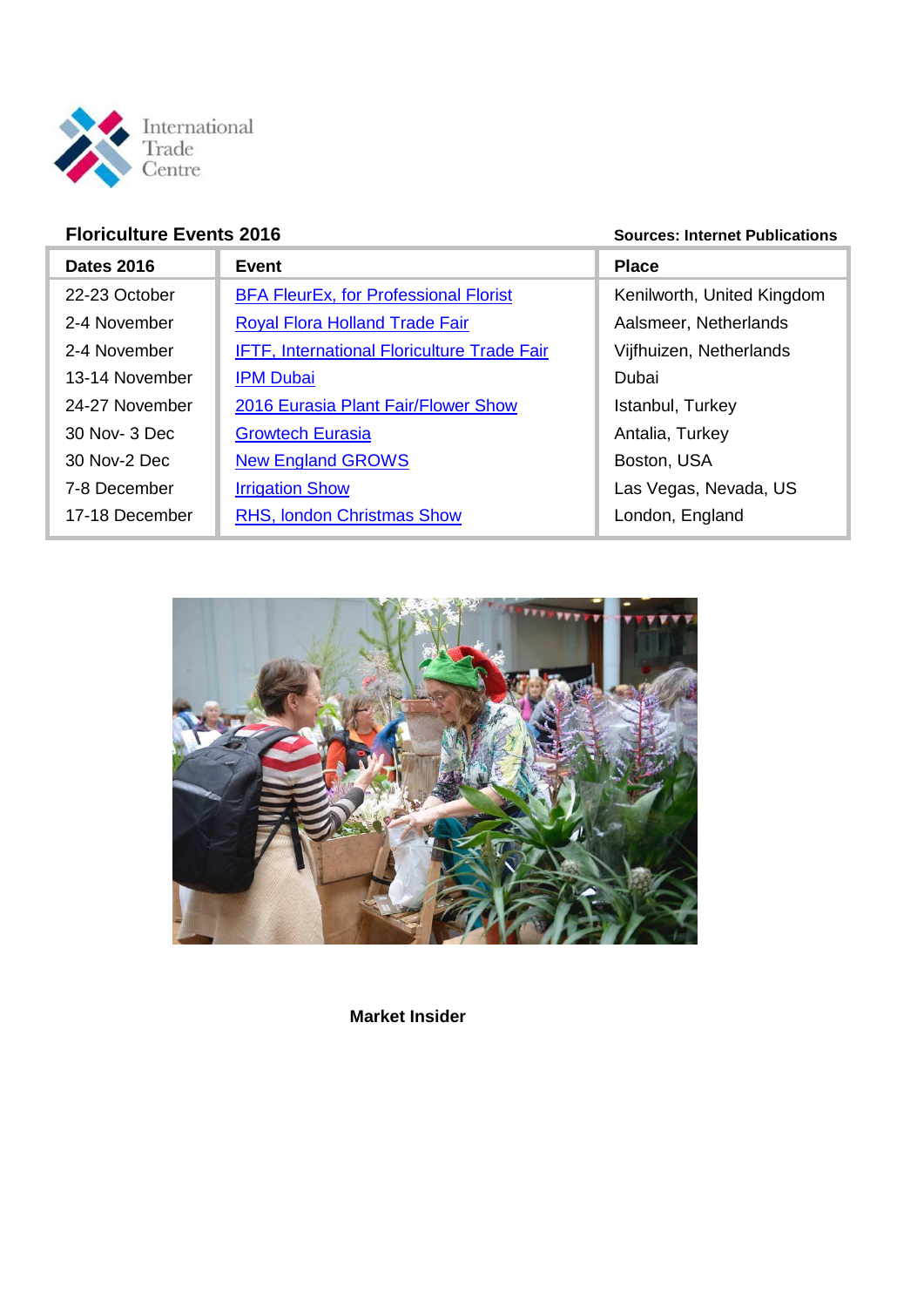International Trade Centre

**Floriculture Events 2016** **Sources: Internet Publications**

| Dates 2016 | Event | Place |
|---|---|---|
| 22-23 October | BFA FleurEx, for Professional Florist | Kenilworth, United Kingdom |
| 2-4 November | Royal Flora Holland Trade Fair | Aalsmeer, Netherlands |
| 2-4 November | IFTF, International Floriculture Trade Fair | Vijfhuizen, Netherlands |
| 13-14 November | IPM Dubai | Dubai |
| 24-27 November | 2016 Eurasia Plant Fair/Flower Show | Istanbul, Turkey |
| 30 Nov- 3 Dec | Growtech Eurasia | Antalia, Turkey |
| 30 Nov-2 Dec | New England GROWS | Boston, USA |
| 7-8 December | Irrigation Show | Las Vegas, Nevada, US |
| 17-18 December | RHS, london Christmas Show | London, England |

**Market Insider**